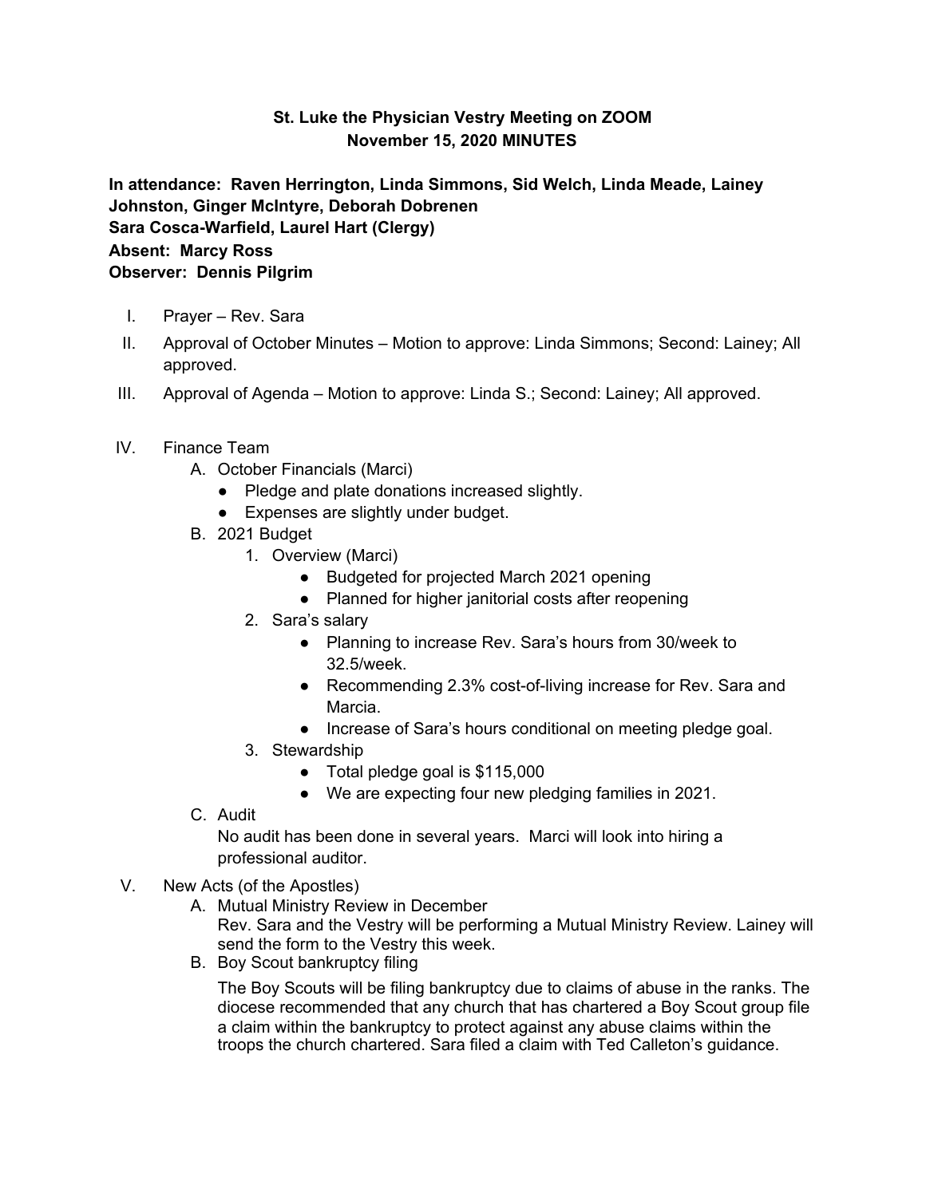**St. Luke the Physician Vestry Meeting on ZOOM**
**November 15, 2020 MINUTES**

**In attendance: Raven Herrington, Linda Simmons, Sid Welch, Linda Meade, Lainey Johnston, Ginger McIntyre, Deborah Dobrenen**
**Sara Cosca-Warfield, Laurel Hart (Clergy)**
**Absent: Marcy Ross**
**Observer: Dennis Pilgrim**

I. Prayer – Rev. Sara

II. Approval of October Minutes – Motion to approve: Linda Simmons; Second: Lainey; All approved.

III. Approval of Agenda – Motion to approve: Linda S.; Second: Lainey; All approved.

IV. Finance Team

   A. October Financials (Marci)
      - Pledge and plate donations increased slightly.
      - Expenses are slightly under budget.

   B. 2021 Budget
      1. Overview (Marci)
         - Budgeted for projected March 2021 opening
         - Planned for higher janitorial costs after reopening
      2. Sara's salary
         - Planning to increase Rev. Sara's hours from 30/week to 32.5/week.
         - Recommending 2.3% cost-of-living increase for Rev. Sara and Marcia.
         - Increase of Sara's hours conditional on meeting pledge goal.
      3. Stewardship
         - Total pledge goal is $115,000
         - We are expecting four new pledging families in 2021.

   C. Audit
      No audit has been done in several years. Marci will look into hiring a professional auditor.

V. New Acts (of the Apostles)

   A. Mutual Ministry Review in December
      Rev. Sara and the Vestry will be performing a Mutual Ministry Review. Lainey will send the form to the Vestry this week.

   B. Boy Scout bankruptcy filing
      The Boy Scouts will be filing bankruptcy due to claims of abuse in the ranks. The diocese recommended that any church that has chartered a Boy Scout group file a claim within the bankruptcy to protect against any abuse claims within the troops the church chartered. Sara filed a claim with Ted Calleton's guidance.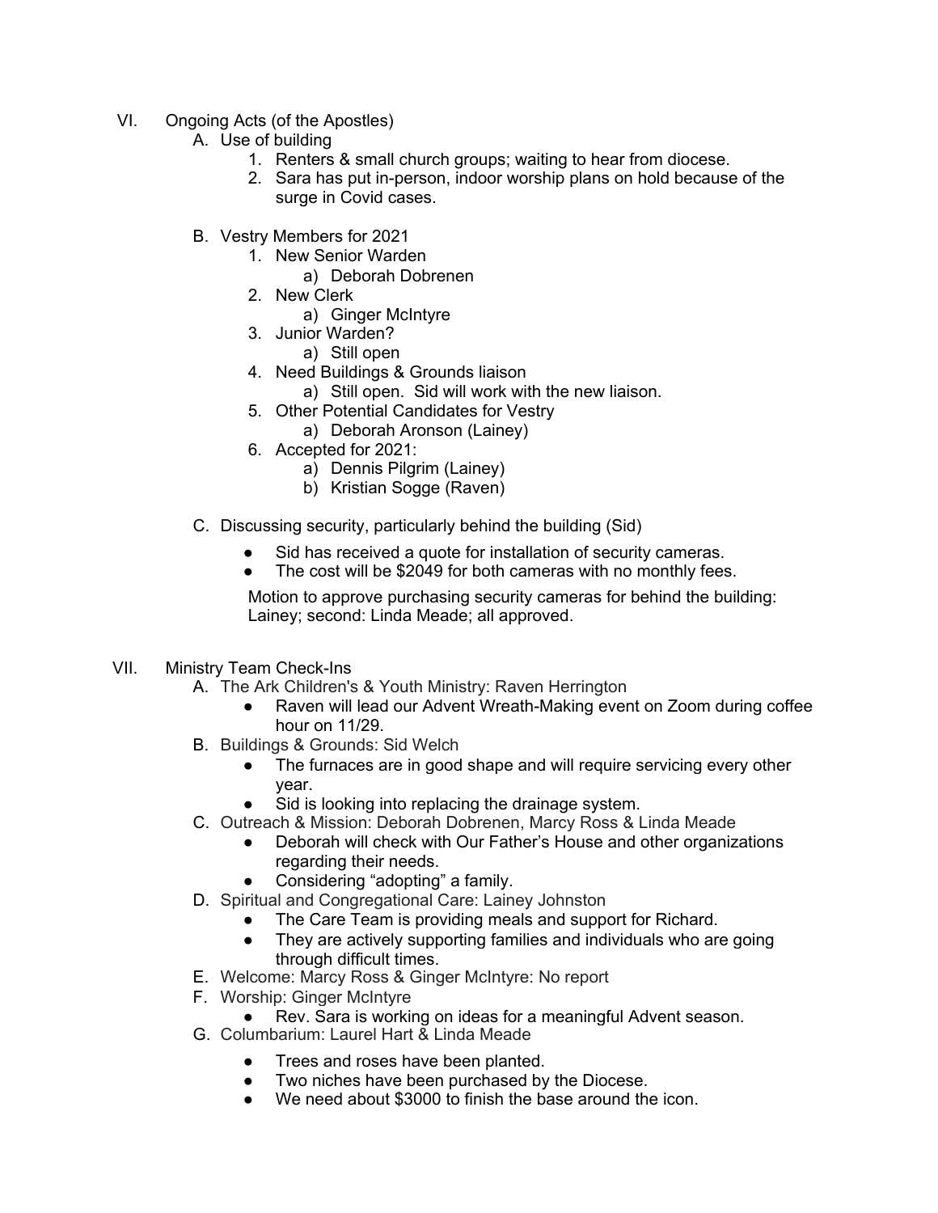VI. Ongoing Acts (of the Apostles)

A. Use of building

1. Renters & small church groups; waiting to hear from diocese.
2. Sara has put in-person, indoor worship plans on hold because of the surge in Covid cases.

B. Vestry Members for 2021

1. New Senior Warden
    a) Deborah Dobrenen
2. New Clerk
    a) Ginger McIntyre
3. Junior Warden?
    a) Still open
4. Need Buildings & Grounds liaison
    a) Still open. Sid will work with the new liaison.
5. Other Potential Candidates for Vestry
    a) Deborah Aronson (Lainey)
6. Accepted for 2021:
    a) Dennis Pilgrim (Lainey)
    b) Kristian Sogge (Raven)

C. Discussing security, particularly behind the building (Sid)

- Sid has received a quote for installation of security cameras.
- The cost will be $2049 for both cameras with no monthly fees.

Motion to approve purchasing security cameras for behind the building: Lainey; second: Linda Meade; all approved.

VII. Ministry Team Check-Ins

A. The Ark Children's & Youth Ministry: Raven Herrington

- Raven will lead our Advent Wreath-Making event on Zoom during coffee hour on 11/29.

B. Buildings & Grounds: Sid Welch

- The furnaces are in good shape and will require servicing every other year.
- Sid is looking into replacing the drainage system.

C. Outreach & Mission: Deborah Dobrenen, Marcy Ross & Linda Meade

- Deborah will check with Our Father's House and other organizations regarding their needs.
- Considering "adopting" a family.

D. Spiritual and Congregational Care: Lainey Johnston

- The Care Team is providing meals and support for Richard.
- They are actively supporting families and individuals who are going through difficult times.

E. Welcome: Marcy Ross & Ginger McIntyre: No report

F. Worship: Ginger McIntyre

- Rev. Sara is working on ideas for a meaningful Advent season.

G. Columbarium: Laurel Hart & Linda Meade

- Trees and roses have been planted.
- Two niches have been purchased by the Diocese.
- We need about $3000 to finish the base around the icon.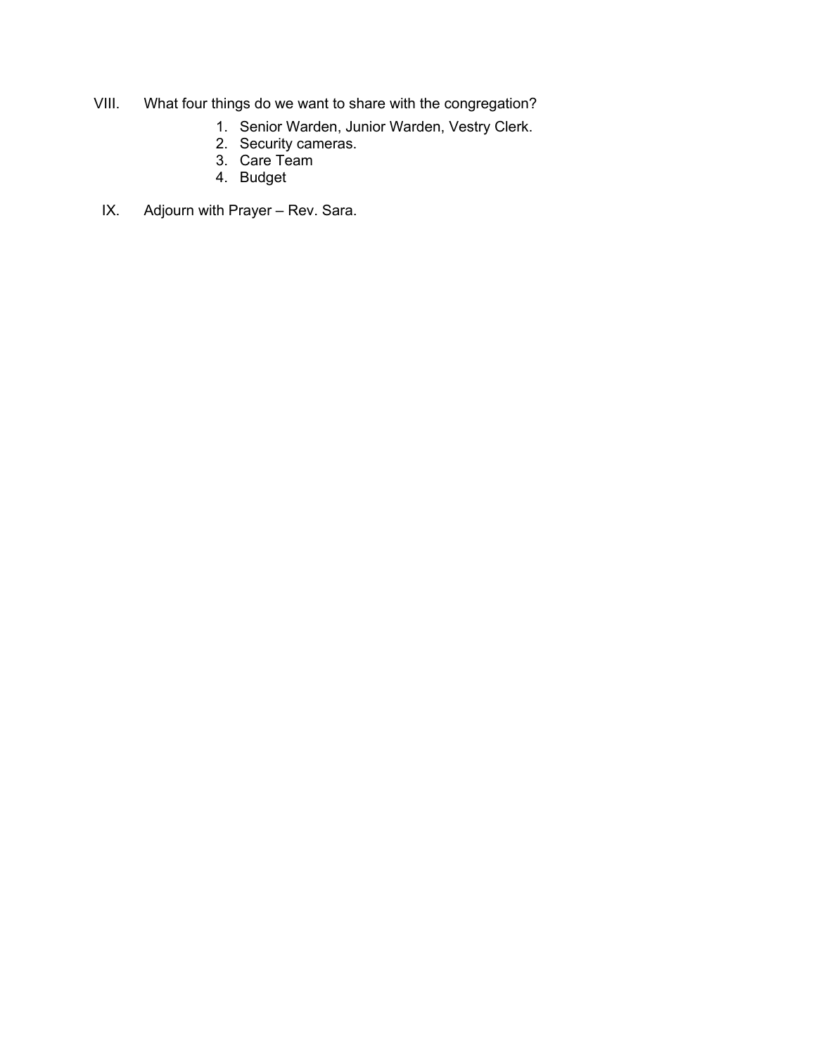VIII. What four things do we want to share with the congregation?

1. Senior Warden, Junior Warden, Vestry Clerk.
2. Security cameras.
3. Care Team
4. Budget

IX. Adjourn with Prayer – Rev. Sara.